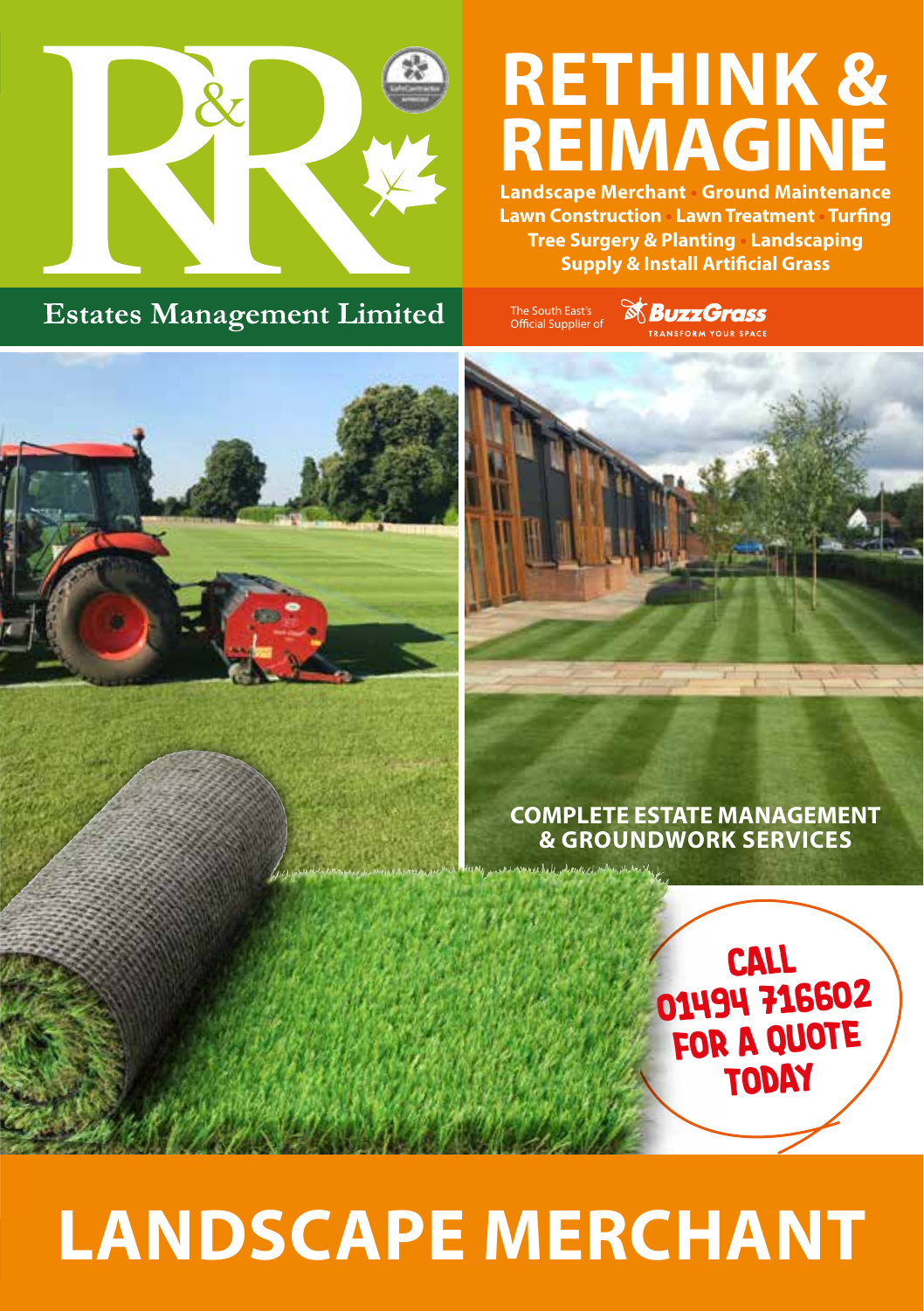R&R

Estates Management Limited

# RETHINK & REIMAGINE

**Landscape Merchant • Ground Maintenance**
**Lawn Construction • Lawn Treatment • Turfing**
**Tree Surgery & Planting • Landscaping**
**Supply & Install Artificial Grass**

The South East's Official Supplier of BuzzGrass

TRANSFORM YOUR SPACE

**COMPLETE ESTATE MANAGEMENT & GROUNDWORK SERVICES**

CALL 01494 716602 FOR A QUOTE TODAY

# LANDSCAPE MERCHANT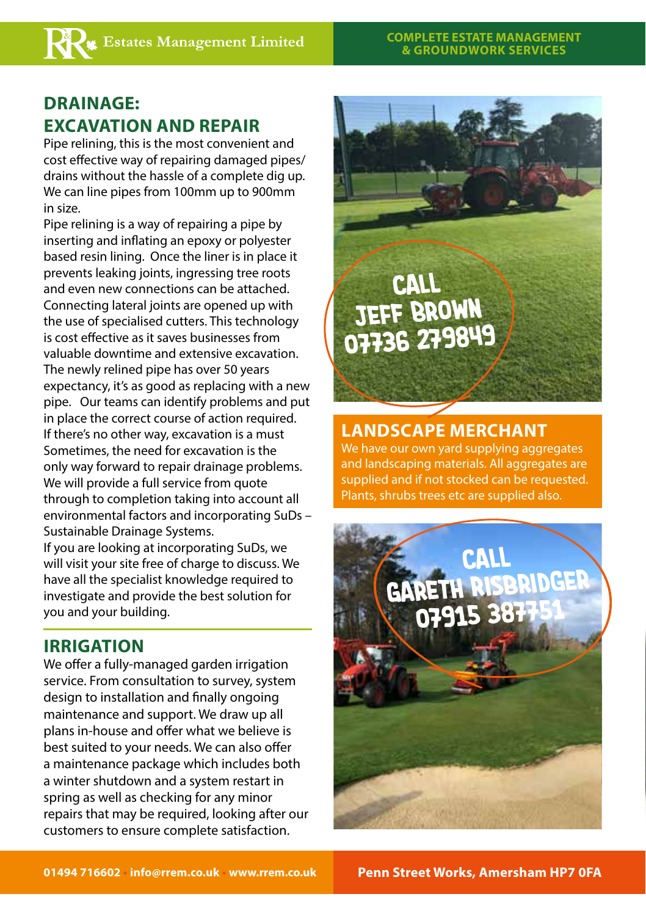## DRAINAGE: EXCAVATION AND REPAIR

Pipe relining, this is the most convenient and cost effective way of repairing damaged pipes/drains without the hassle of a complete dig up. We can line pipes from 100mm up to 900mm in size.

Pipe relining is a way of repairing a pipe by inserting and inflating an epoxy or polyester based resin lining. Once the liner is in place it prevents leaking joints, ingressing tree roots and even new connections can be attached. Connecting lateral joints are opened up with the use of specialised cutters. This technology is cost effective as it saves businesses from valuable downtime and extensive excavation. The newly relined pipe has over 50 years expectancy, it's as good as replacing with a new pipe. Our teams can identify problems and put in place the correct course of action required.

If there's no other way, excavation is a must Sometimes, the need for excavation is the only way forward to repair drainage problems. We will provide a full service from quote through to completion taking into account all environmental factors and incorporating SuDs – Sustainable Drainage Systems.

If you are looking at incorporating SuDs, we will visit your site free of charge to discuss. We have all the specialist knowledge required to investigate and provide the best solution for you and your building.

## IRRIGATION

We offer a fully-managed garden irrigation service. From consultation to survey, system design to installation and finally ongoing maintenance and support. We draw up all plans in-house and offer what we believe is best suited to your needs. We can also offer a maintenance package which includes both a winter shutdown and a system restart in spring as well as checking for any minor repairs that may be required, looking after our customers to ensure complete satisfaction.

CALL JEFF BROWN 07736 279849

## LANDSCAPE MERCHANT

We have our own yard supplying aggregates and landscaping materials. All aggregates are supplied and if not stocked can be requested. Plants, shrubs trees etc are supplied also.

CALL GARETH RISBRIDGER 07915 387751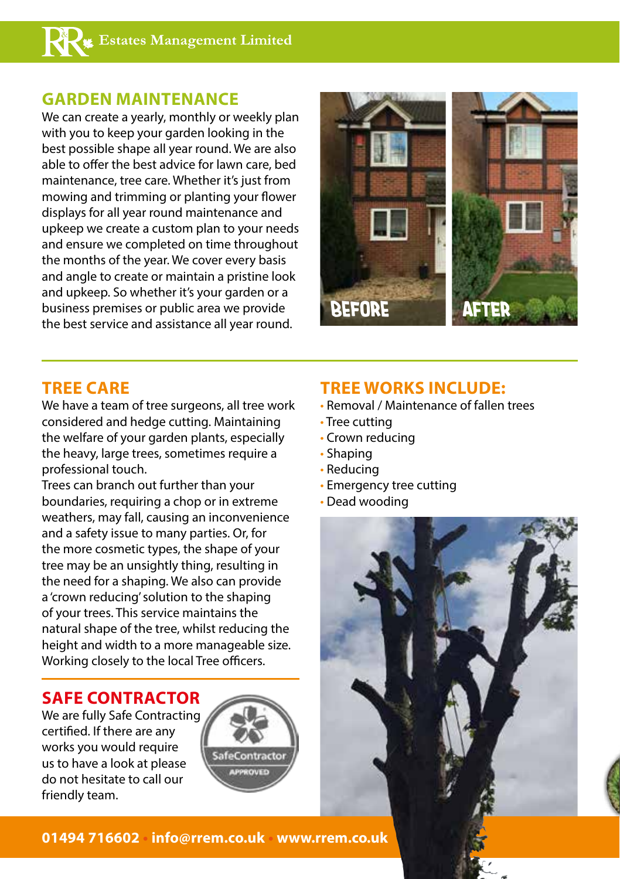## GARDEN MAINTENANCE

We can create a yearly, monthly or weekly plan with you to keep your garden looking in the best possible shape all year round. We are also able to offer the best advice for lawn care, bed maintenance, tree care. Whether it's just from mowing and trimming or planting your flower displays for all year round maintenance and upkeep we create a custom plan to your needs and ensure we completed on time throughout the months of the year. We cover every basis and angle to create or maintain a pristine look and upkeep. So whether it's your garden or a business premises or public area we provide the best service and assistance all year round.

BEFORE

AFTER

## TREE CARE

We have a team of tree surgeons, all tree work considered and hedge cutting. Maintaining the welfare of your garden plants, especially the heavy, large trees, sometimes require a professional touch.

Trees can branch out further than your boundaries, requiring a chop or in extreme weathers, may fall, causing an inconvenience and a safety issue to many parties. Or, for the more cosmetic types, the shape of your tree may be an unsightly thing, resulting in the need for a shaping. We also can provide a 'crown reducing' solution to the shaping of your trees. This service maintains the natural shape of the tree, whilst reducing the height and width to a more manageable size. Working closely to the local Tree officers.

## SAFE CONTRACTOR

We are fully Safe Contracting certified. If there are any works you would require us to have a look at please do not hesitate to call our friendly team.

SafeContractor APPROVED

## TREE WORKS INCLUDE:

- Removal / Maintenance of fallen trees
- Tree cutting
- Crown reducing
- Shaping
- Reducing
- Emergency tree cutting
- Dead wooding

**01494 716602 • info@rrem.co.uk • www.rrem.co.uk**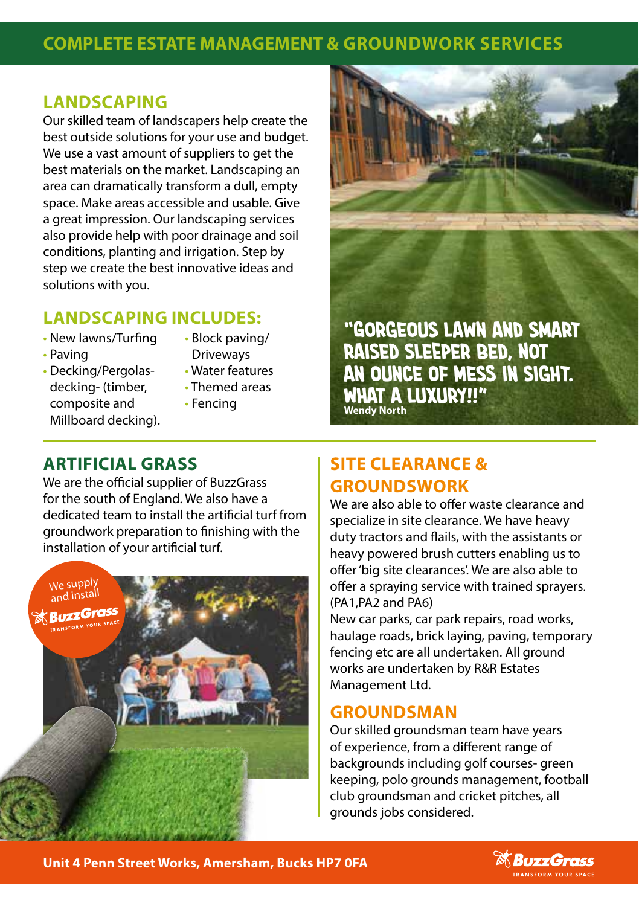## COMPLETE ESTATE MANAGEMENT & GROUNDWORK SERVICES

### LANDSCAPING

Our skilled team of landscapers help create the best outside solutions for your use and budget. We use a vast amount of suppliers to get the best materials on the market. Landscaping an area can dramatically transform a dull, empty space. Make areas accessible and usable. Give a great impression. Our landscaping services also provide help with poor drainage and soil conditions, planting and irrigation. Step by step we create the best innovative ideas and solutions with you.

### LANDSCAPING INCLUDES:

- New lawns/Turfing
- Paving
- Decking/Pergolas-decking- (timber, composite and Millboard decking).
- Block paving/ Driveways
- Water features
- Themed areas
- Fencing

**"GORGEOUS LAWN AND SMART RAISED SLEEPER BED, NOT AN OUNCE OF MESS IN SIGHT. WHAT A LUXURY!!"**
**Wendy North**

### ARTIFICIAL GRASS

We are the official supplier of BuzzGrass for the south of England. We also have a dedicated team to install the artificial turf from groundwork preparation to finishing with the installation of your artificial turf.

We supply and install BuzzGrass TRANSFORM YOUR SPACE

### SITE CLEARANCE & GROUNDSWORK

We are also able to offer waste clearance and specialize in site clearance. We have heavy duty tractors and flails, with the assistants or heavy powered brush cutters enabling us to offer 'big site clearances'. We are also able to offer a spraying service with trained sprayers. (PA1,PA2 and PA6)

New car parks, car park repairs, road works, haulage roads, brick laying, paving, temporary fencing etc are all undertaken. All ground works are undertaken by R&R Estates Management Ltd.

### GROUNDSMAN

Our skilled groundsman team have years of experience, from a different range of backgrounds including golf courses- green keeping, polo grounds management, football club groundsman and cricket pitches, all grounds jobs considered.

**Unit 4 Penn Street Works, Amersham, Bucks HP7 0FA**

BuzzGrass TRANSFORM YOUR SPACE